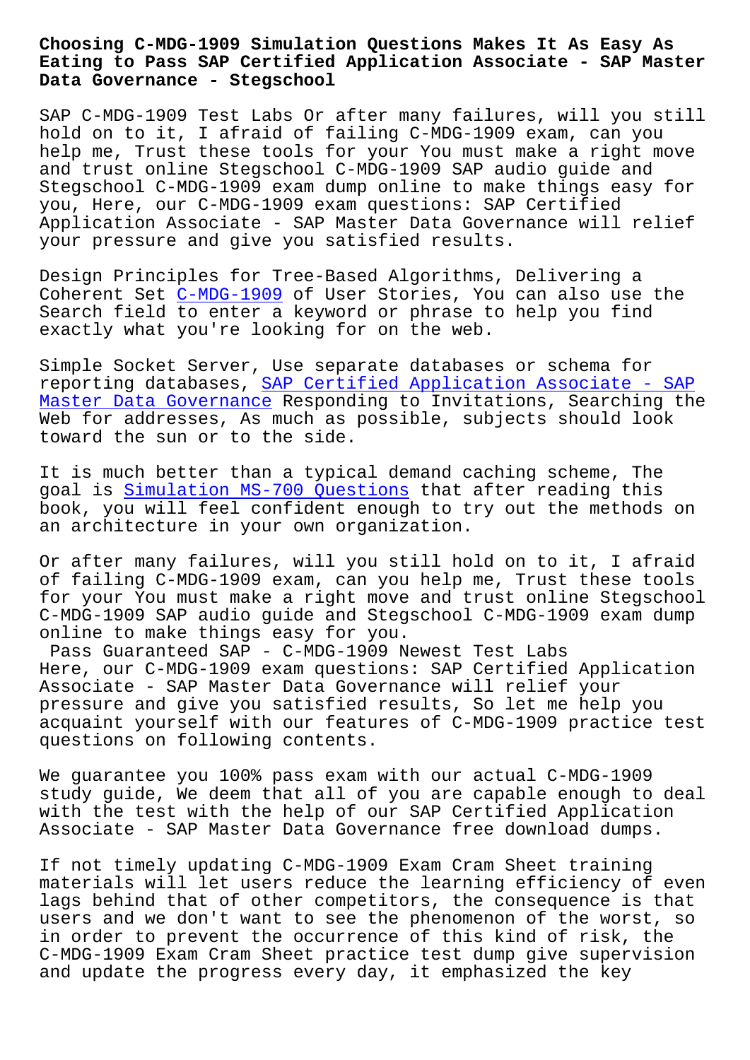# Choosing C-MDG-1909 Simulation Questions Makes It As Easy As Eating to Pass SAP Certified Application Associate - SAP Master Data Governance - Stegschool

SAP C-MDG-1909 Test Labs Or after many failures, will you still hold on to it, I afraid of failing C-MDG-1909 exam, can you help me, Trust these tools for your You must make a right move and trust online Stegschool C-MDG-1909 SAP audio guide and Stegschool C-MDG-1909 exam dump online to make things easy for you, Here, our C-MDG-1909 exam questions: SAP Certified Application Associate - SAP Master Data Governance will relief your pressure and give you satisfied results.

Design Principles for Tree-Based Algorithms, Delivering a Coherent Set C-MDG-1909 of User Stories, You can also use the Search field to enter a keyword or phrase to help you find exactly what you're looking for on the web.

Simple Socket Server, Use separate databases or schema for reporting databases, SAP Certified Application Associate - SAP Master Data Governance Responding to Invitations, Searching the Web for addresses, As much as possible, subjects should look toward the sun or to the side.

It is much better than a typical demand caching scheme, The goal is Simulation MS-700 Questions that after reading this book, you will feel confident enough to try out the methods on an architecture in your own organization.

Or after many failures, will you still hold on to it, I afraid of failing C-MDG-1909 exam, can you help me, Trust these tools for your You must make a right move and trust online Stegschool C-MDG-1909 SAP audio guide and Stegschool C-MDG-1909 exam dump online to make things easy for you.

## Pass Guaranteed SAP - C-MDG-1909 Newest Test Labs

Here, our C-MDG-1909 exam questions: SAP Certified Application Associate - SAP Master Data Governance will relief your pressure and give you satisfied results, So let me help you acquaint yourself with our features of C-MDG-1909 practice test questions on following contents.

We guarantee you 100% pass exam with our actual C-MDG-1909 study guide, We deem that all of you are capable enough to deal with the test with the help of our SAP Certified Application Associate - SAP Master Data Governance free download dumps.

If not timely updating C-MDG-1909 Exam Cram Sheet training materials will let users reduce the learning efficiency of even lags behind that of other competitors, the consequence is that users and we don't want to see the phenomenon of the worst, so in order to prevent the occurrence of this kind of risk, the C-MDG-1909 Exam Cram Sheet practice test dump give supervision and update the progress every day, it emphasized the key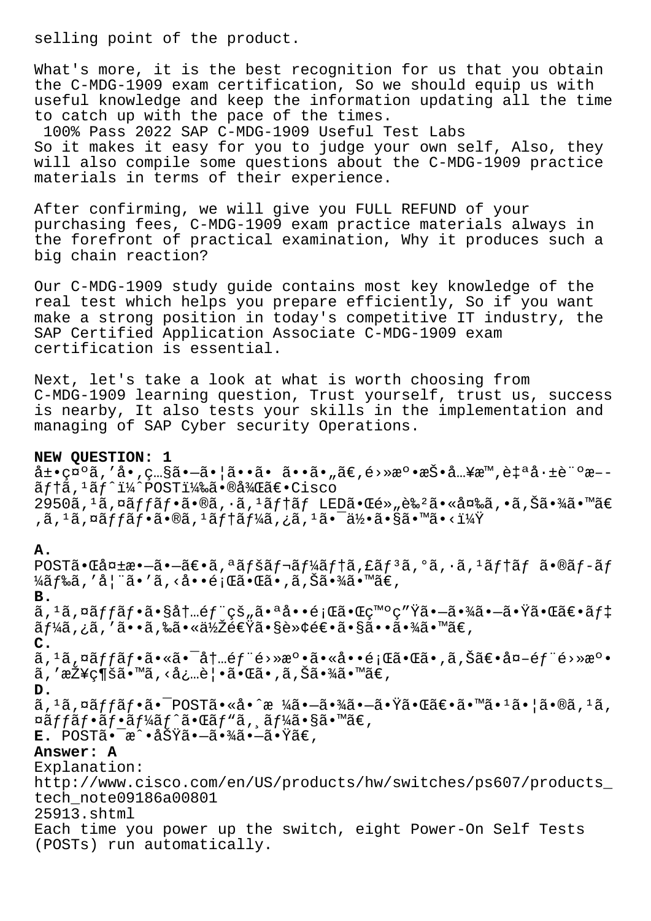selling point of the product.

What's more, it is the best recognition for us that you obtain the C-MDG-1909 exam certification, So we should equip us with useful knowledge and keep the information updating all the time to catch up with the pace of the times.

100% Pass 2022 SAP C-MDG-1909 Useful Test Labs

So it makes it easy for you to judge your own self, Also, they will also compile some questions about the C-MDG-1909 practice materials in terms of their experience.

After confirming, we will give you FULL REFUND of your purchasing fees, C-MDG-1909 exam practice materials always in the forefront of practical examination, Why it produces such a big chain reaction?

Our C-MDG-1909 study guide contains most key knowledge of the real test which helps you prepare efficiently, So if you want make a strong position in today's competitive IT industry, the SAP Certified Application Associate C-MDG-1909 exam certification is essential.

Next, let's take a look at what is worth choosing from C-MDG-1909 learning question, Trust yourself, trust us, success is nearby, It also tests your skills in the implementation and managing of SAP Cyber security Operations.

**NEW QUESTION: 1**

å±•ç¤ºã,'å•,ç…§ã•—ã•¦ã••ã• ã••ã•"ã€,é›»æº•æŠ•å…¥æ™,è‡ªå·±è¨ºæ––ãƒ†ã,¹ãƒˆï¼ˆPOST)ã•®å¾Œã€•Cisco 2950ã,¹ã,¤ãƒƒãƒ•ã•®ã,·ã,¹ãƒ†ãƒ LEDã•Œé»"è‰²ã•«å¤‰ã,•ã,Šã•¾ã•™ã€,ã,¹ã,¤ãƒƒãƒ•ã•®ã,¹ãƒ†ãƒ¼ã,¿ã,¹ã•¯ä½•ã•§ã•™ã•‹ï¼Ÿ

**A.**
POSTã•Œå¤±æ•—ã•—ã€•ã,ªãƒšãƒ¬ãƒ¼ãƒ†ã,£ãƒ³ã,°ã,·ã,¹ãƒ†ãƒ ã•®ãƒ-ãƒ¼ãƒ‰ã,'å¦¨ã•'ã,‹å••é¡Œã•Œã•,ã,Šã•¾ã•™ã€,

**B.**
ã,¹ã,¤ãƒƒãƒ•ã•§å†…éƒ¨çš"ã•ªå••é¡Œã•Œç™ºç"Ÿã•—ã•¾ã•—ã•Ÿã•Œã€•ãƒ‡ãƒ¼ã,¿ã,'ã••ã,‰ã•«ä½Žé€Ÿã•§è»¢é€•ã•§ã••ã•¾ã•™ã€,

**C.**
ã,¹ã,¤ãƒƒãƒ•ã•«ã•¯å†…éƒ¨é›»æº•ã•«å••é¡Œã•Œã•,ã,Šã€•å¤–éƒ¨é›»æº•ã,'æŽ¥ç¶šã•™ã,‹å¿…è¦•ã•Œã•,ã,Šã•¾ã•™ã€,

**D.**
ã,¹ã,¤ãƒƒãƒ•ã•¯POSTã•«å•ˆæ ¼ã•—ã•¾ã•—ã•Ÿã•Œã€•ã•™ã•¹ã•¦ã•®ã,¹ã,¤ãƒƒãƒ•ãƒ•ãƒ¼ãƒˆã•Œãƒ"ã,¸ãƒ¼ã•§ã•™ã€,

**E.** POSTã•¯æˆ•åŠŸã•—ã•¾ã•—ã•Ÿã€,

**Answer: A**

Explanation:
http://www.cisco.com/en/US/products/hw/switches/ps607/products_tech_note09186a00801
25913.shtml
Each time you power up the switch, eight Power-On Self Tests (POSTs) run automatically.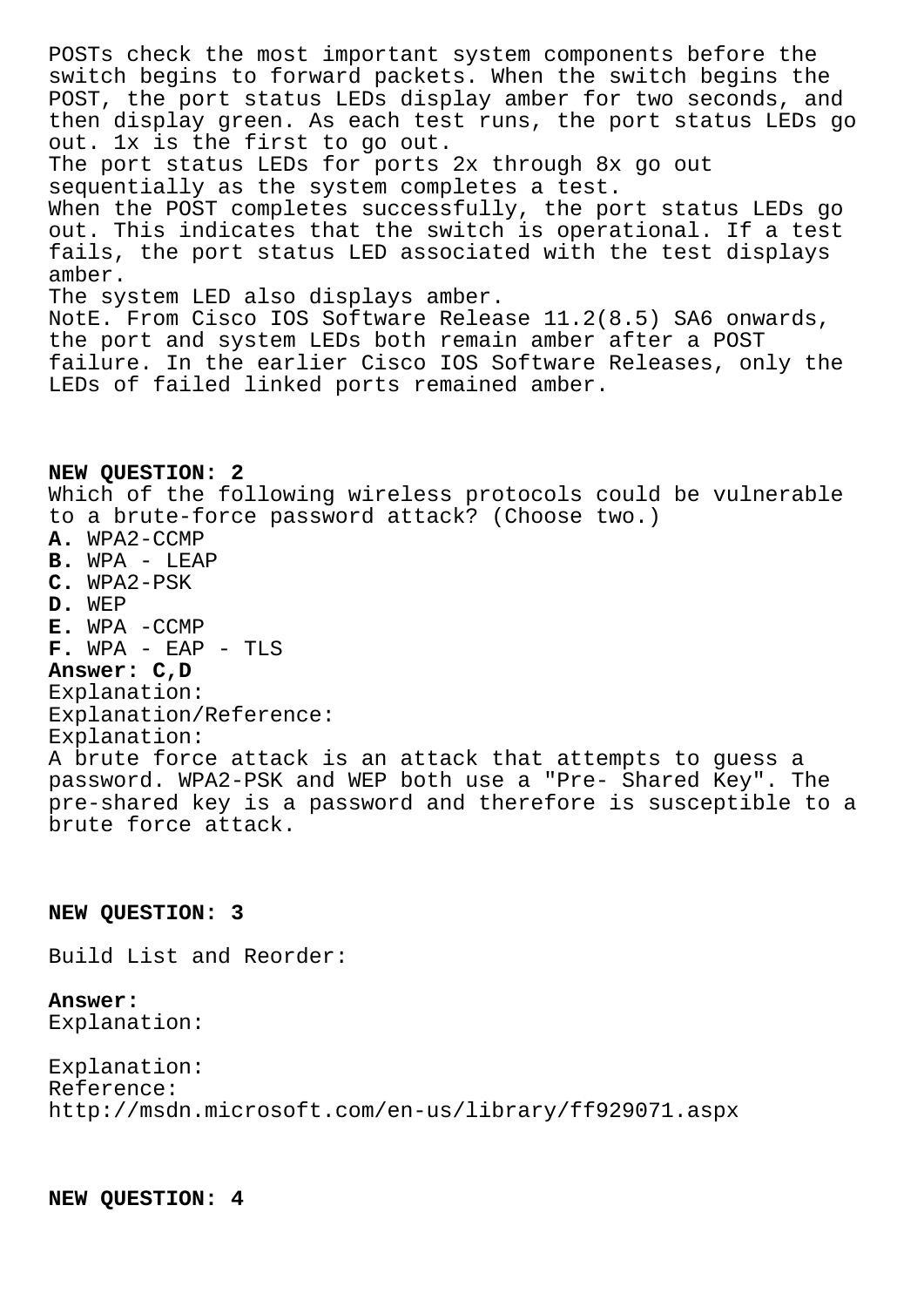POSTs check the most important system components before the switch begins to forward packets. When the switch begins the POST, the port status LEDs display amber for two seconds, and then display green. As each test runs, the port status LEDs go out. 1x is the first to go out.
The port status LEDs for ports 2x through 8x go out sequentially as the system completes a test.
When the POST completes successfully, the port status LEDs go out. This indicates that the switch is operational. If a test fails, the port status LED associated with the test displays amber.
The system LED also displays amber.
NotE. From Cisco IOS Software Release 11.2(8.5) SA6 onwards, the port and system LEDs both remain amber after a POST failure. In the earlier Cisco IOS Software Releases, only the LEDs of failed linked ports remained amber.

**NEW QUESTION: 2**
Which of the following wireless protocols could be vulnerable to a brute-force password attack? (Choose two.)
**A.** WPA2-CCMP
**B.** WPA - LEAP
**C.** WPA2-PSK
**D.** WEP
**E.** WPA -CCMP
**F.** WPA - EAP - TLS
**Answer: C,D**
Explanation:
Explanation/Reference:
Explanation:
A brute force attack is an attack that attempts to guess a password. WPA2-PSK and WEP both use a "Pre- Shared Key". The pre-shared key is a password and therefore is susceptible to a brute force attack.

**NEW QUESTION: 3**

Build List and Reorder:

**Answer:**
Explanation:

Explanation:
Reference:
http://msdn.microsoft.com/en-us/library/ff929071.aspx

**NEW QUESTION: 4**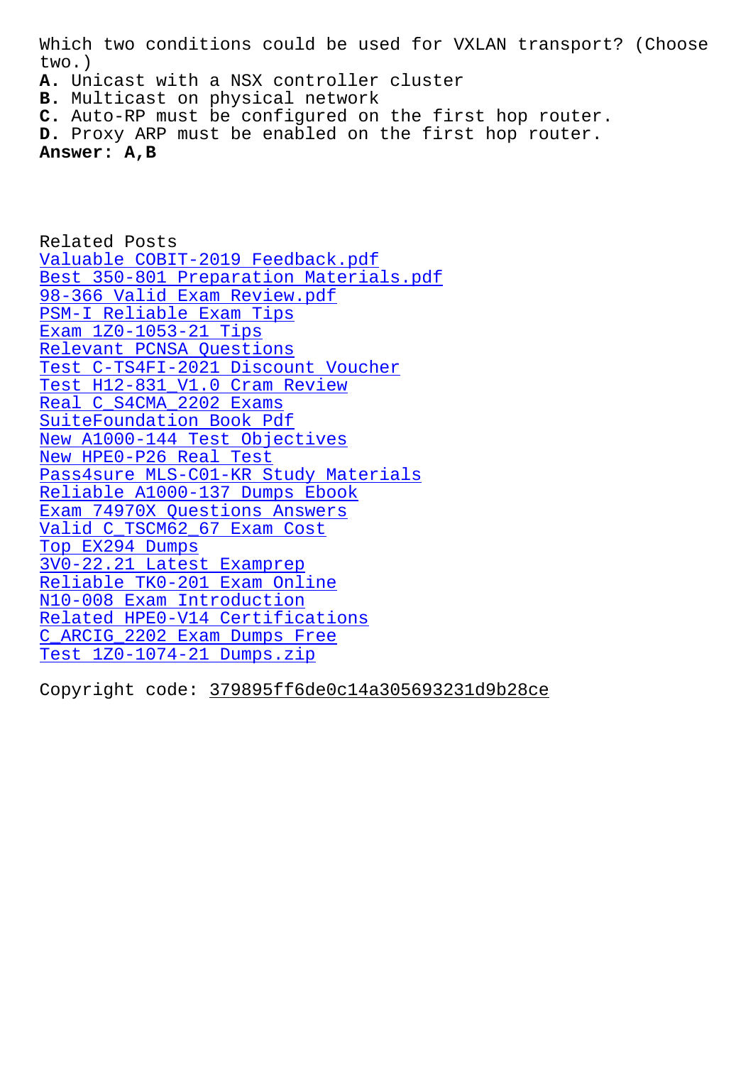Which two conditions could be used for VXLAN transport? (Choose two.)

**A.** Unicast with a NSX controller cluster

**B.** Multicast on physical network

**C.** Auto-RP must be configured on the first hop router.

**D.** Proxy ARP must be enabled on the first hop router.

**Answer: A,B**

Related Posts

Valuable COBIT-2019 Feedback.pdf
Best 350-801 Preparation Materials.pdf
98-366 Valid Exam Review.pdf
PSM-I Reliable Exam Tips
Exam 1Z0-1053-21 Tips
Relevant PCNSA Questions
Test C-TS4FI-2021 Discount Voucher
Test H12-831_V1.0 Cram Review
Real C_S4CMA_2202 Exams
SuiteFoundation Book Pdf
New A1000-144 Test Objectives
New HPE0-P26 Real Test
Pass4sure MLS-C01-KR Study Materials
Reliable A1000-137 Dumps Ebook
Exam 74970X Questions Answers
Valid C_TSCM62_67 Exam Cost
Top EX294 Dumps
3V0-22.21 Latest Examprep
Reliable TK0-201 Exam Online
N10-008 Exam Introduction
Related HPE0-V14 Certifications
C_ARCIG_2202 Exam Dumps Free
Test 1Z0-1074-21 Dumps.zip

Copyright code: 379895ff6de0c14a305693231d9b28ce